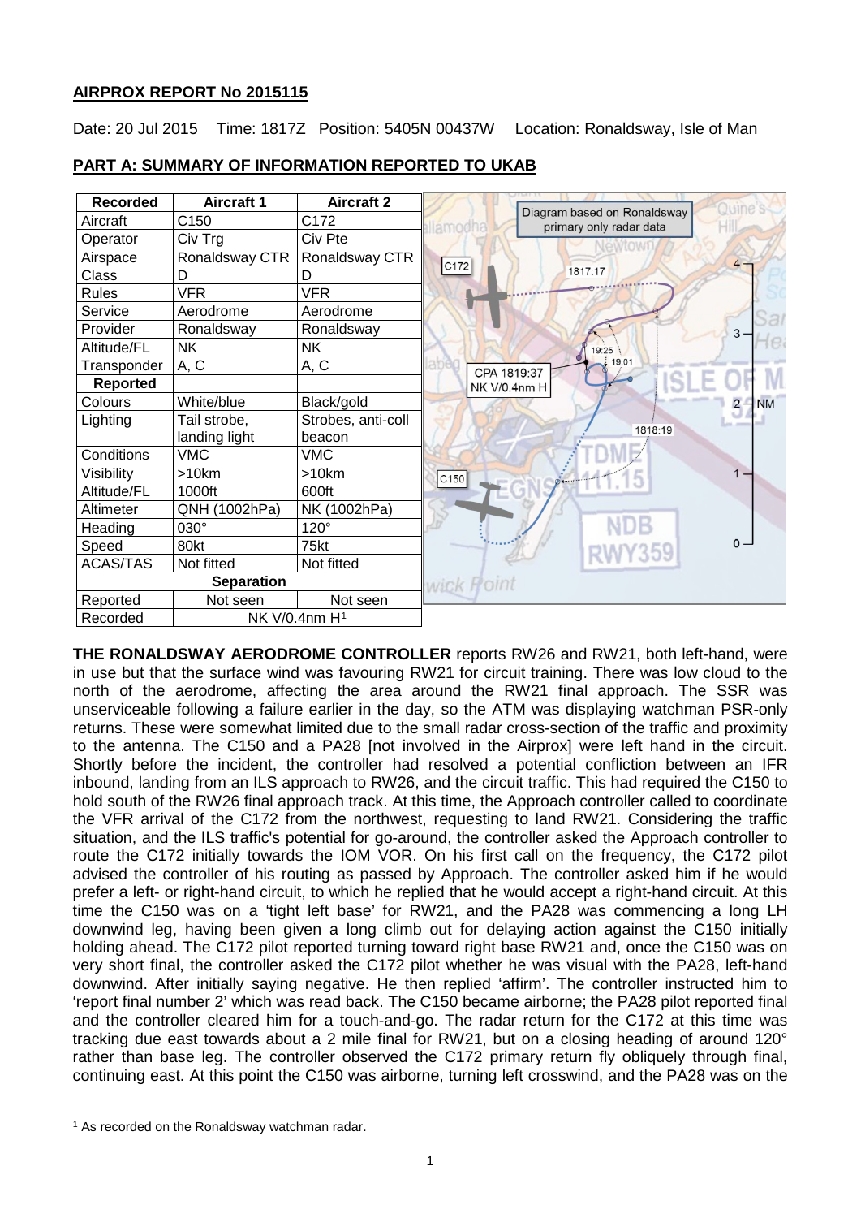# AIRPROX REPORT No 2015115

Date: 20 Jul 2015 Time: 1817Z Position: 5405N 00437W Location: Ronaldsway, Isle of Man

## PART A: SUMMARY OF INFORMATION REPORTED TO UKAB

| Recorded | Aircraft 1 | Aircraft 2 |
|---|---|---|
| Aircraft | C150 | C172 |
| Operator | Civ Trg | Civ Pte |
| Airspace | Ronaldsway CTR | Ronaldsway CTR |
| Class | D | D |
| Rules | VFR | VFR |
| Service | Aerodrome | Aerodrome |
| Provider | Ronaldsway | Ronaldsway |
| Altitude/FL | NK | NK |
| Transponder | A, C | A, C |
| **Reported** | | |
| Colours | White/blue | Black/gold |
| Lighting | Tail strobe, landing light | Strobes, anti-coll beacon |
| Conditions | VMC | VMC |
| Visibility | >10km | >10km |
| Altitude/FL | 1000ft | 600ft |
| Altimeter | QNH (1002hPa) | NK (1002hPa) |
| Heading | 030° | 120° |
| Speed | 80kt | 75kt |
| ACAS/TAS | Not fitted | Not fitted |
| **Separation** | | |
| Reported | Not seen | Not seen |
| Recorded | NK V/0.4nm H[1] | |

Diagram based on Ronaldsway primary only radar data

**THE RONALDSWAY AERODROME CONTROLLER** reports RW26 and RW21, both left-hand, were in use but that the surface wind was favouring RW21 for circuit training. There was low cloud to the north of the aerodrome, affecting the area around the RW21 final approach. The SSR was unserviceable following a failure earlier in the day, so the ATM was displaying watchman PSR-only returns. These were somewhat limited due to the small radar cross-section of the traffic and proximity to the antenna. The C150 and a PA28 [not involved in the Airprox] were left hand in the circuit. Shortly before the incident, the controller had resolved a potential confliction between an IFR inbound, landing from an ILS approach to RW26, and the circuit traffic. This had required the C150 to hold south of the RW26 final approach track. At this time, the Approach controller called to coordinate the VFR arrival of the C172 from the northwest, requesting to land RW21. Considering the traffic situation, and the ILS traffic's potential for go-around, the controller asked the Approach controller to route the C172 initially towards the IOM VOR. On his first call on the frequency, the C172 pilot advised the controller of his routing as passed by Approach. The controller asked him if he would prefer a left- or right-hand circuit, to which he replied that he would accept a right-hand circuit. At this time the C150 was on a 'tight left base' for RW21, and the PA28 was commencing a long LH downwind leg, having been given a long climb out for delaying action against the C150 initially holding ahead. The C172 pilot reported turning toward right base RW21 and, once the C150 was on very short final, the controller asked the C172 pilot whether he was visual with the PA28, left-hand downwind. After initially saying negative. He then replied 'affirm'. The controller instructed him to 'report final number 2' which was read back. The C150 became airborne; the PA28 pilot reported final and the controller cleared him for a touch-and-go. The radar return for the C172 at this time was tracking due east towards about a 2 mile final for RW21, but on a closing heading of around 120° rather than base leg. The controller observed the C172 primary return fly obliquely through final, continuing east. At this point the C150 was airborne, turning left crosswind, and the PA28 was on the

[1] As recorded on the Ronaldsway watchman radar.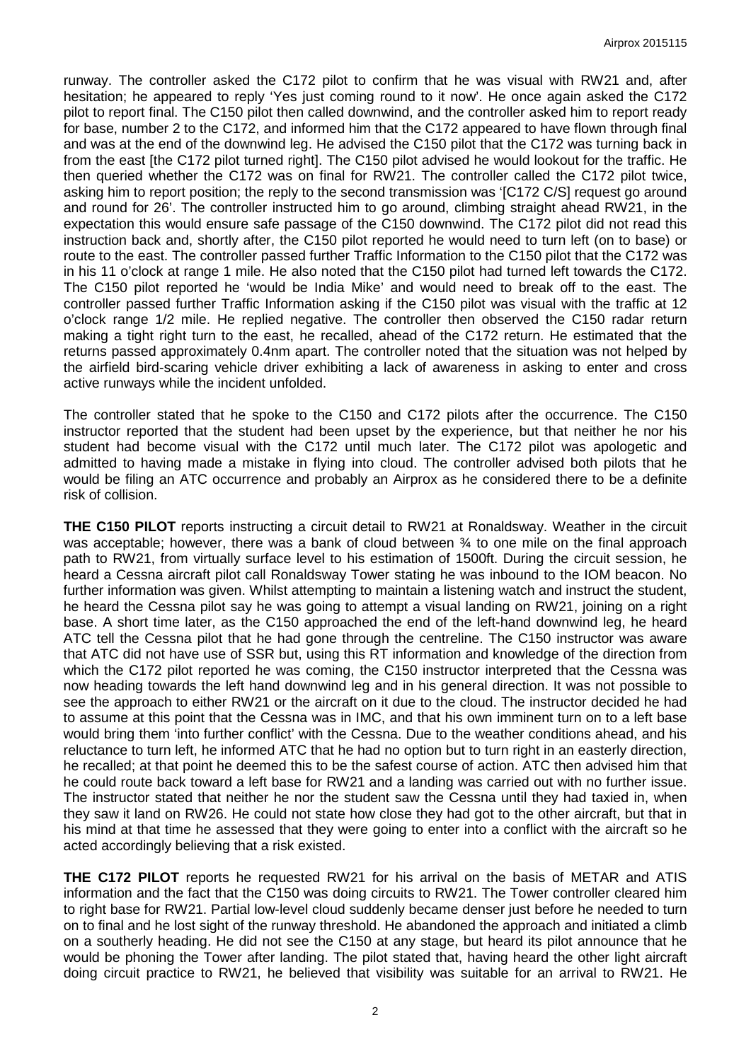runway. The controller asked the C172 pilot to confirm that he was visual with RW21 and, after hesitation; he appeared to reply 'Yes just coming round to it now'. He once again asked the C172 pilot to report final. The C150 pilot then called downwind, and the controller asked him to report ready for base, number 2 to the C172, and informed him that the C172 appeared to have flown through final and was at the end of the downwind leg. He advised the C150 pilot that the C172 was turning back in from the east [the C172 pilot turned right]. The C150 pilot advised he would lookout for the traffic. He then queried whether the C172 was on final for RW21. The controller called the C172 pilot twice, asking him to report position; the reply to the second transmission was '[C172 C/S] request go around and round for 26'. The controller instructed him to go around, climbing straight ahead RW21, in the expectation this would ensure safe passage of the C150 downwind. The C172 pilot did not read this instruction back and, shortly after, the C150 pilot reported he would need to turn left (on to base) or route to the east. The controller passed further Traffic Information to the C150 pilot that the C172 was in his 11 o'clock at range 1 mile. He also noted that the C150 pilot had turned left towards the C172. The C150 pilot reported he 'would be India Mike' and would need to break off to the east. The controller passed further Traffic Information asking if the C150 pilot was visual with the traffic at 12 o'clock range 1/2 mile. He replied negative. The controller then observed the C150 radar return making a tight right turn to the east, he recalled, ahead of the C172 return. He estimated that the returns passed approximately 0.4nm apart. The controller noted that the situation was not helped by the airfield bird-scaring vehicle driver exhibiting a lack of awareness in asking to enter and cross active runways while the incident unfolded.

The controller stated that he spoke to the C150 and C172 pilots after the occurrence. The C150 instructor reported that the student had been upset by the experience, but that neither he nor his student had become visual with the C172 until much later. The C172 pilot was apologetic and admitted to having made a mistake in flying into cloud. The controller advised both pilots that he would be filing an ATC occurrence and probably an Airprox as he considered there to be a definite risk of collision.

**THE C150 PILOT** reports instructing a circuit detail to RW21 at Ronaldsway. Weather in the circuit was acceptable; however, there was a bank of cloud between ¾ to one mile on the final approach path to RW21, from virtually surface level to his estimation of 1500ft. During the circuit session, he heard a Cessna aircraft pilot call Ronaldsway Tower stating he was inbound to the IOM beacon. No further information was given. Whilst attempting to maintain a listening watch and instruct the student, he heard the Cessna pilot say he was going to attempt a visual landing on RW21, joining on a right base. A short time later, as the C150 approached the end of the left-hand downwind leg, he heard ATC tell the Cessna pilot that he had gone through the centreline. The C150 instructor was aware that ATC did not have use of SSR but, using this RT information and knowledge of the direction from which the C172 pilot reported he was coming, the C150 instructor interpreted that the Cessna was now heading towards the left hand downwind leg and in his general direction. It was not possible to see the approach to either RW21 or the aircraft on it due to the cloud. The instructor decided he had to assume at this point that the Cessna was in IMC, and that his own imminent turn on to a left base would bring them 'into further conflict' with the Cessna. Due to the weather conditions ahead, and his reluctance to turn left, he informed ATC that he had no option but to turn right in an easterly direction, he recalled; at that point he deemed this to be the safest course of action. ATC then advised him that he could route back toward a left base for RW21 and a landing was carried out with no further issue. The instructor stated that neither he nor the student saw the Cessna until they had taxied in, when they saw it land on RW26. He could not state how close they had got to the other aircraft, but that in his mind at that time he assessed that they were going to enter into a conflict with the aircraft so he acted accordingly believing that a risk existed.

**THE C172 PILOT** reports he requested RW21 for his arrival on the basis of METAR and ATIS information and the fact that the C150 was doing circuits to RW21. The Tower controller cleared him to right base for RW21. Partial low-level cloud suddenly became denser just before he needed to turn on to final and he lost sight of the runway threshold. He abandoned the approach and initiated a climb on a southerly heading. He did not see the C150 at any stage, but heard its pilot announce that he would be phoning the Tower after landing. The pilot stated that, having heard the other light aircraft doing circuit practice to RW21, he believed that visibility was suitable for an arrival to RW21. He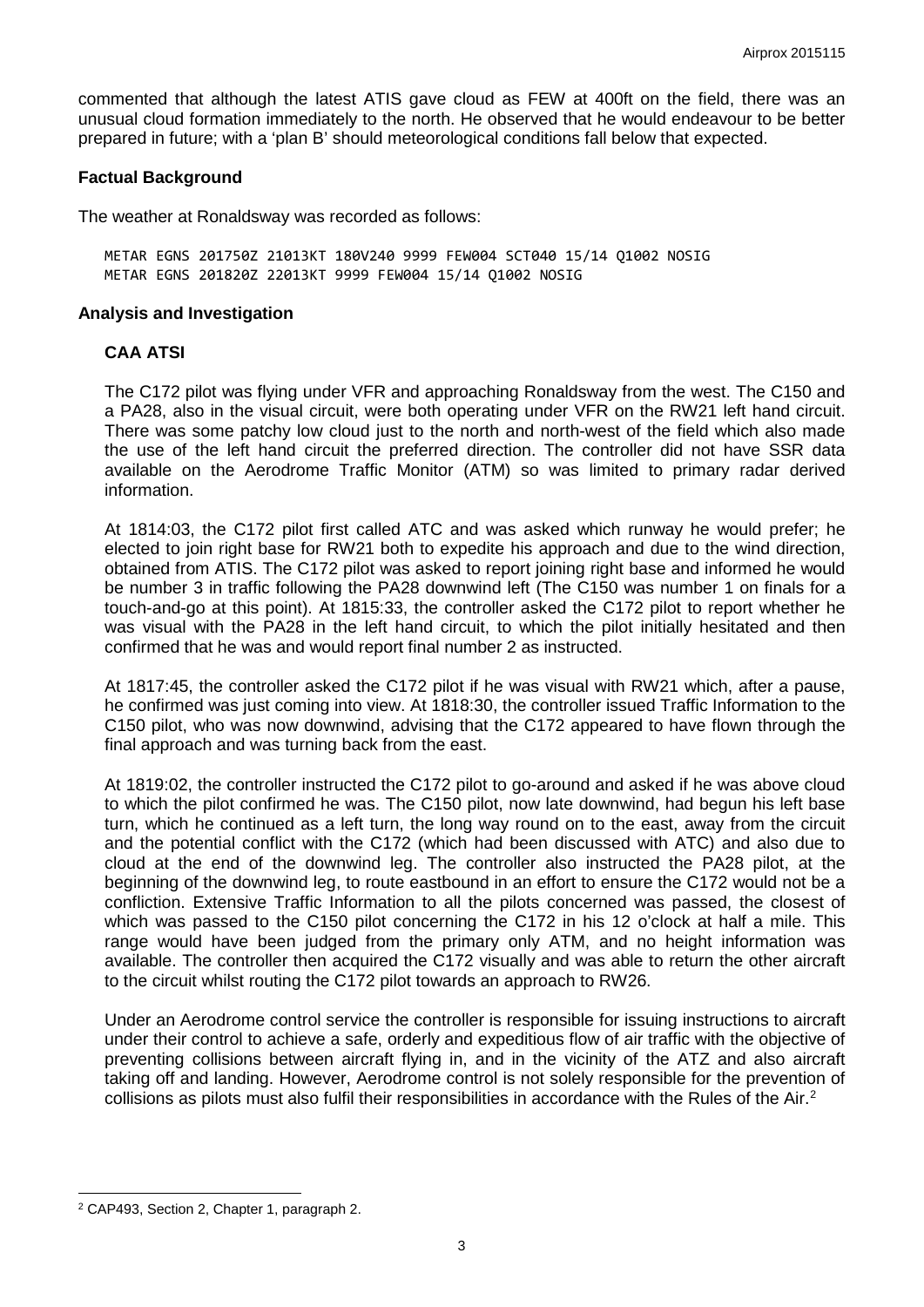commented that although the latest ATIS gave cloud as FEW at 400ft on the field, there was an unusual cloud formation immediately to the north. He observed that he would endeavour to be better prepared in future; with a 'plan B' should meteorological conditions fall below that expected.

## Factual Background

The weather at Ronaldsway was recorded as follows:

```
METAR EGNS 201750Z 21013KT 180V240 9999 FEW004 SCT040 15/14 Q1002 NOSIG
METAR EGNS 201820Z 22013KT 9999 FEW004 15/14 Q1002 NOSIG
```

## Analysis and Investigation

### CAA ATSI

The C172 pilot was flying under VFR and approaching Ronaldsway from the west. The C150 and a PA28, also in the visual circuit, were both operating under VFR on the RW21 left hand circuit. There was some patchy low cloud just to the north and north-west of the field which also made the use of the left hand circuit the preferred direction. The controller did not have SSR data available on the Aerodrome Traffic Monitor (ATM) so was limited to primary radar derived information.

At 1814:03, the C172 pilot first called ATC and was asked which runway he would prefer; he elected to join right base for RW21 both to expedite his approach and due to the wind direction, obtained from ATIS. The C172 pilot was asked to report joining right base and informed he would be number 3 in traffic following the PA28 downwind left (The C150 was number 1 on finals for a touch-and-go at this point). At 1815:33, the controller asked the C172 pilot to report whether he was visual with the PA28 in the left hand circuit, to which the pilot initially hesitated and then confirmed that he was and would report final number 2 as instructed.

At 1817:45, the controller asked the C172 pilot if he was visual with RW21 which, after a pause, he confirmed was just coming into view. At 1818:30, the controller issued Traffic Information to the C150 pilot, who was now downwind, advising that the C172 appeared to have flown through the final approach and was turning back from the east.

At 1819:02, the controller instructed the C172 pilot to go-around and asked if he was above cloud to which the pilot confirmed he was. The C150 pilot, now late downwind, had begun his left base turn, which he continued as a left turn, the long way round on to the east, away from the circuit and the potential conflict with the C172 (which had been discussed with ATC) and also due to cloud at the end of the downwind leg. The controller also instructed the PA28 pilot, at the beginning of the downwind leg, to route eastbound in an effort to ensure the C172 would not be a confliction. Extensive Traffic Information to all the pilots concerned was passed, the closest of which was passed to the C150 pilot concerning the C172 in his 12 o'clock at half a mile. This range would have been judged from the primary only ATM, and no height information was available. The controller then acquired the C172 visually and was able to return the other aircraft to the circuit whilst routing the C172 pilot towards an approach to RW26.

Under an Aerodrome control service the controller is responsible for issuing instructions to aircraft under their control to achieve a safe, orderly and expeditious flow of air traffic with the objective of preventing collisions between aircraft flying in, and in the vicinity of the ATZ and also aircraft taking off and landing. However, Aerodrome control is not solely responsible for the prevention of collisions as pilots must also fulfil their responsibilities in accordance with the Rules of the Air.[2]

---

[2] CAP493, Section 2, Chapter 1, paragraph 2.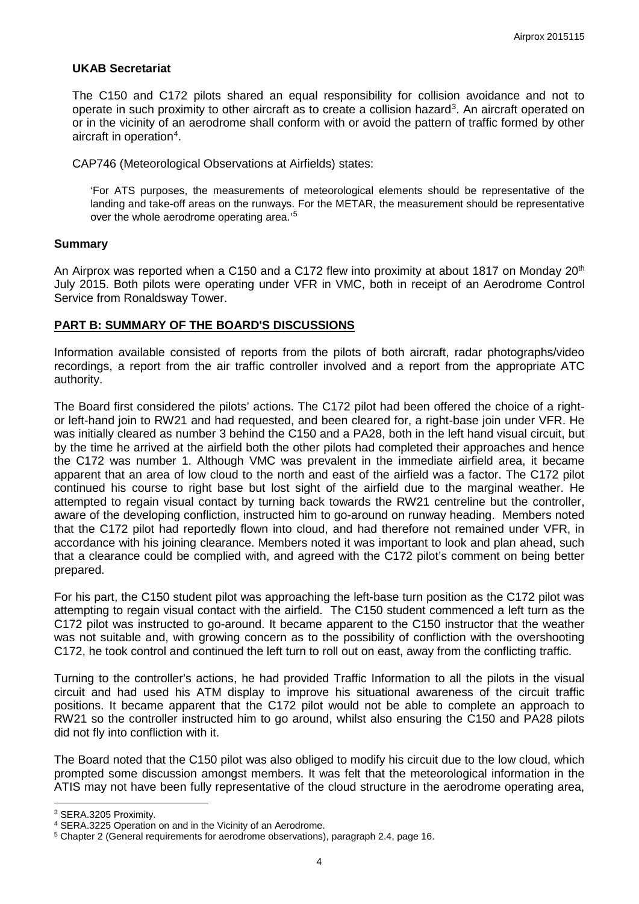**UKAB Secretariat**

The C150 and C172 pilots shared an equal responsibility for collision avoidance and not to operate in such proximity to other aircraft as to create a collision hazard[3]. An aircraft operated on or in the vicinity of an aerodrome shall conform with or avoid the pattern of traffic formed by other aircraft in operation[4].

CAP746 (Meteorological Observations at Airfields) states:

> 'For ATS purposes, the measurements of meteorological elements should be representative of the landing and take-off areas on the runways. For the METAR, the measurement should be representative over the whole aerodrome operating area.'[5]

## Summary

An Airprox was reported when a C150 and a C172 flew into proximity at about 1817 on Monday 20th July 2015. Both pilots were operating under VFR in VMC, both in receipt of an Aerodrome Control Service from Ronaldsway Tower.

## PART B: SUMMARY OF THE BOARD'S DISCUSSIONS

Information available consisted of reports from the pilots of both aircraft, radar photographs/video recordings, a report from the air traffic controller involved and a report from the appropriate ATC authority.

The Board first considered the pilots' actions. The C172 pilot had been offered the choice of a right- or left-hand join to RW21 and had requested, and been cleared for, a right-base join under VFR. He was initially cleared as number 3 behind the C150 and a PA28, both in the left hand visual circuit, but by the time he arrived at the airfield both the other pilots had completed their approaches and hence the C172 was number 1. Although VMC was prevalent in the immediate airfield area, it became apparent that an area of low cloud to the north and east of the airfield was a factor. The C172 pilot continued his course to right base but lost sight of the airfield due to the marginal weather. He attempted to regain visual contact by turning back towards the RW21 centreline but the controller, aware of the developing confliction, instructed him to go-around on runway heading. Members noted that the C172 pilot had reportedly flown into cloud, and had therefore not remained under VFR, in accordance with his joining clearance. Members noted it was important to look and plan ahead, such that a clearance could be complied with, and agreed with the C172 pilot's comment on being better prepared.

For his part, the C150 student pilot was approaching the left-base turn position as the C172 pilot was attempting to regain visual contact with the airfield. The C150 student commenced a left turn as the C172 pilot was instructed to go-around. It became apparent to the C150 instructor that the weather was not suitable and, with growing concern as to the possibility of confliction with the overshooting C172, he took control and continued the left turn to roll out on east, away from the conflicting traffic.

Turning to the controller's actions, he had provided Traffic Information to all the pilots in the visual circuit and had used his ATM display to improve his situational awareness of the circuit traffic positions. It became apparent that the C172 pilot would not be able to complete an approach to RW21 so the controller instructed him to go around, whilst also ensuring the C150 and PA28 pilots did not fly into confliction with it.

The Board noted that the C150 pilot was also obliged to modify his circuit due to the low cloud, which prompted some discussion amongst members. It was felt that the meteorological information in the ATIS may not have been fully representative of the cloud structure in the aerodrome operating area,

---

[3] SERA.3205 Proximity.

[4] SERA.3225 Operation on and in the Vicinity of an Aerodrome.

[5] Chapter 2 (General requirements for aerodrome observations), paragraph 2.4, page 16.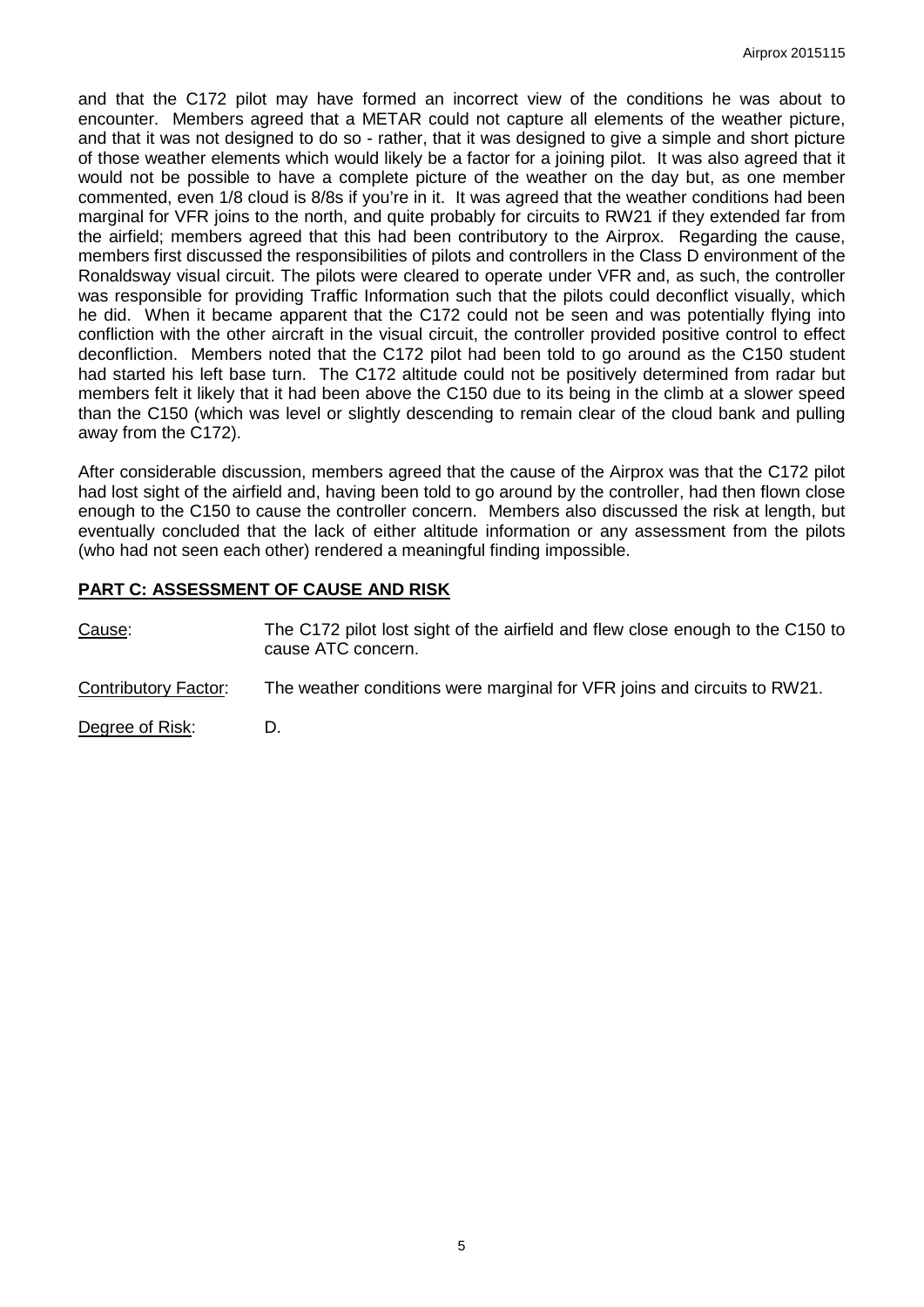and that the C172 pilot may have formed an incorrect view of the conditions he was about to encounter. Members agreed that a METAR could not capture all elements of the weather picture, and that it was not designed to do so - rather, that it was designed to give a simple and short picture of those weather elements which would likely be a factor for a joining pilot. It was also agreed that it would not be possible to have a complete picture of the weather on the day but, as one member commented, even 1/8 cloud is 8/8s if you're in it. It was agreed that the weather conditions had been marginal for VFR joins to the north, and quite probably for circuits to RW21 if they extended far from the airfield; members agreed that this had been contributory to the Airprox. Regarding the cause, members first discussed the responsibilities of pilots and controllers in the Class D environment of the Ronaldsway visual circuit. The pilots were cleared to operate under VFR and, as such, the controller was responsible for providing Traffic Information such that the pilots could deconflict visually, which he did. When it became apparent that the C172 could not be seen and was potentially flying into confliction with the other aircraft in the visual circuit, the controller provided positive control to effect deconfliction. Members noted that the C172 pilot had been told to go around as the C150 student had started his left base turn. The C172 altitude could not be positively determined from radar but members felt it likely that it had been above the C150 due to its being in the climb at a slower speed than the C150 (which was level or slightly descending to remain clear of the cloud bank and pulling away from the C172).

After considerable discussion, members agreed that the cause of the Airprox was that the C172 pilot had lost sight of the airfield and, having been told to go around by the controller, had then flown close enough to the C150 to cause the controller concern. Members also discussed the risk at length, but eventually concluded that the lack of either altitude information or any assessment from the pilots (who had not seen each other) rendered a meaningful finding impossible.

## PART C: ASSESSMENT OF CAUSE AND RISK

| | |
|---|---|
| Cause: | The C172 pilot lost sight of the airfield and flew close enough to the C150 to cause ATC concern. |
| Contributory Factor: | The weather conditions were marginal for VFR joins and circuits to RW21. |
| Degree of Risk: | D. |